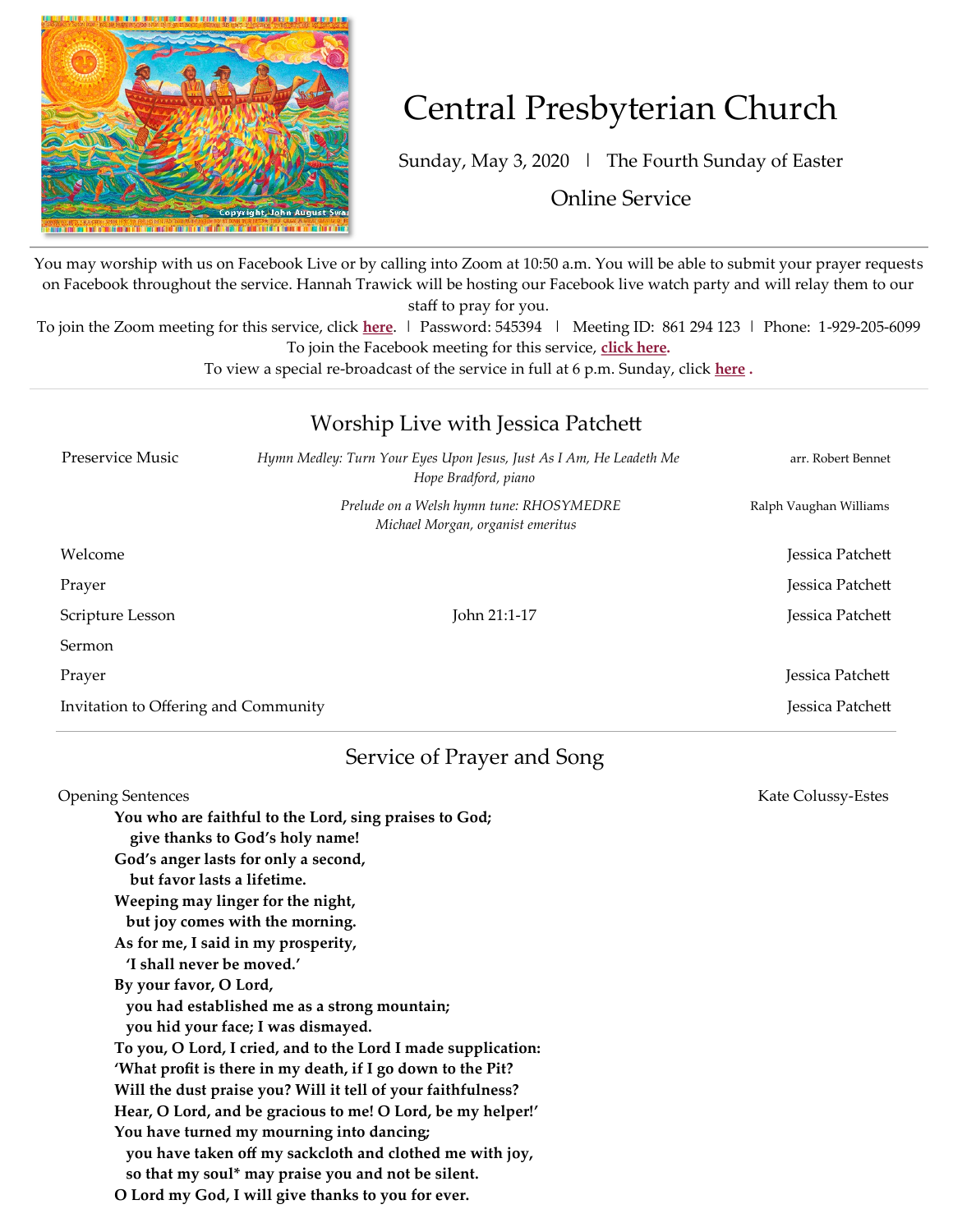# Central Presbyterian Church

Sunday, May 3, 2020 | The Fourth Sunday of Easter

Online Service

---

You may worship with us on Facebook Live or by calling into Zoom at 10:50 a.m. You will be able to submit your prayer requests on Facebook throughout the service. Hannah Trawick will be hosting our Facebook live watch party and will relay them to our staff to pray for you.

To join the Zoom meeting for this service, click **here**. | Password: 545394 | Meeting ID: 861 294 123 | Phone: 1-929-205-6099

To join the Facebook meeting for this service, **click here.**

To view a special re-broadcast of the service in full at 6 p.m. Sunday, click **here** .

---

## Worship Live with Jessica Patchett

| | | |
|---|---|---|
| Preservice Music | *Hymn Medley: Turn Your Eyes Upon Jesus, Just As I Am, He Leadeth Me* <br> *Hope Bradford, piano* | arr. Robert Bennet |
| | *Prelude on a Welsh hymn tune: RHOSYMEDRE* <br> *Michael Morgan, organist emeritus* | Ralph Vaughan Williams |
| Welcome | | Jessica Patchett |
| Prayer | | Jessica Patchett |
| Scripture Lesson | John 21:1-17 | Jessica Patchett |
| Sermon | | |
| Prayer | | Jessica Patchett |
| Invitation to Offering and Community | | Jessica Patchett |

---

## Service of Prayer and Song

Opening Sentences — Kate Colussy-Estes

**You who are faithful to the Lord, sing praises to God;**
**give thanks to God's holy name!**
**God's anger lasts for only a second,**
**but favor lasts a lifetime.**
**Weeping may linger for the night,**
**but joy comes with the morning.**
**As for me, I said in my prosperity,**
**'I shall never be moved.'**
**By your favor, O Lord,**
**you had established me as a strong mountain;**
**you hid your face; I was dismayed.**
**To you, O Lord, I cried, and to the Lord I made supplication:**
**'What profit is there in my death, if I go down to the Pit?**
**Will the dust praise you? Will it tell of your faithfulness?**
**Hear, O Lord, and be gracious to me! O Lord, be my helper!'**
**You have turned my mourning into dancing;**
**you have taken off my sackcloth and clothed me with joy,**
**so that my soul* may praise you and not be silent.**
**O Lord my God, I will give thanks to you for ever.**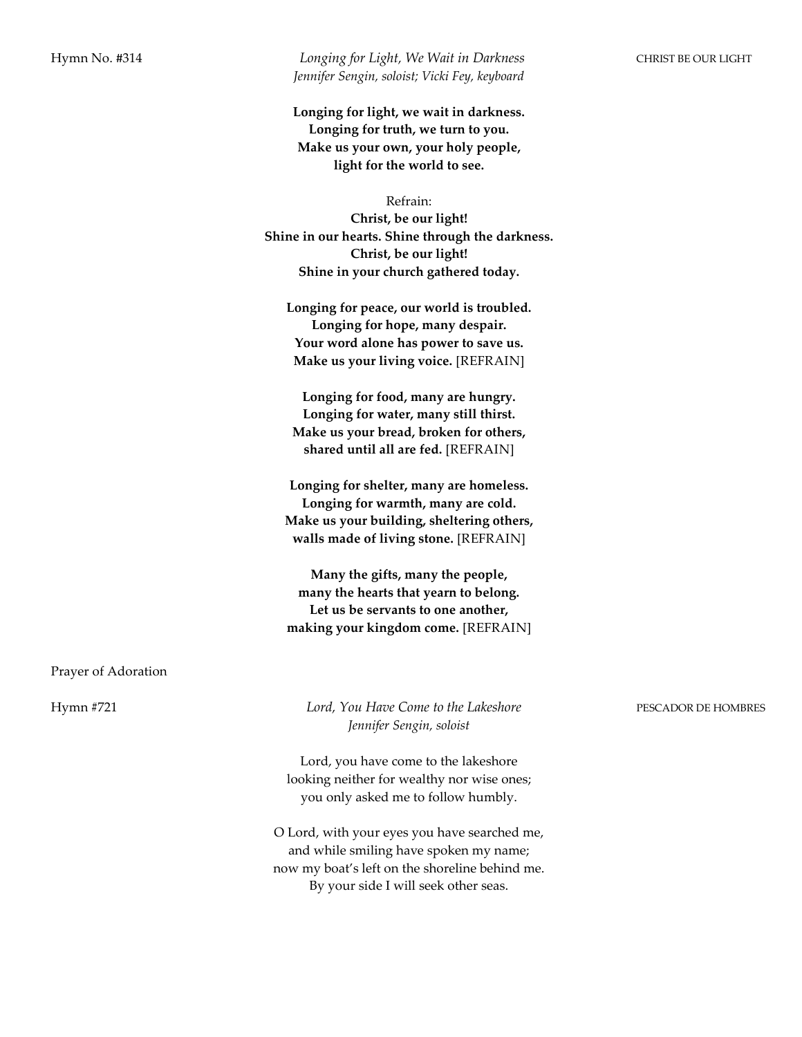Hymn No. #314 *Longing for Light, We Wait in Darkness* CHRIST BE OUR LIGHT

*Jennifer Sengin, soloist; Vicki Fey, keyboard*

**Longing for light, we wait in darkness.**
**Longing for truth, we turn to you.**
**Make us your own, your holy people,**
**light for the world to see.**

Refrain:
**Christ, be our light!**
**Shine in our hearts. Shine through the darkness.**
**Christ, be our light!**
**Shine in your church gathered today.**

**Longing for peace, our world is troubled.**
**Longing for hope, many despair.**
**Your word alone has power to save us.**
**Make us your living voice.** [REFRAIN]

**Longing for food, many are hungry.**
**Longing for water, many still thirst.**
**Make us your bread, broken for others,**
**shared until all are fed.** [REFRAIN]

**Longing for shelter, many are homeless.**
**Longing for warmth, many are cold.**
**Make us your building, sheltering others,**
**walls made of living stone.** [REFRAIN]

**Many the gifts, many the people,**
**many the hearts that yearn to belong.**
**Let us be servants to one another,**
**making your kingdom come.** [REFRAIN]

Prayer of Adoration

Hymn #721 *Lord, You Have Come to the Lakeshore* PESCADOR DE HOMBRES

*Jennifer Sengin, soloist*

Lord, you have come to the lakeshore
looking neither for wealthy nor wise ones;
you only asked me to follow humbly.

O Lord, with your eyes you have searched me,
and while smiling have spoken my name;
now my boat's left on the shoreline behind me.
By your side I will seek other seas.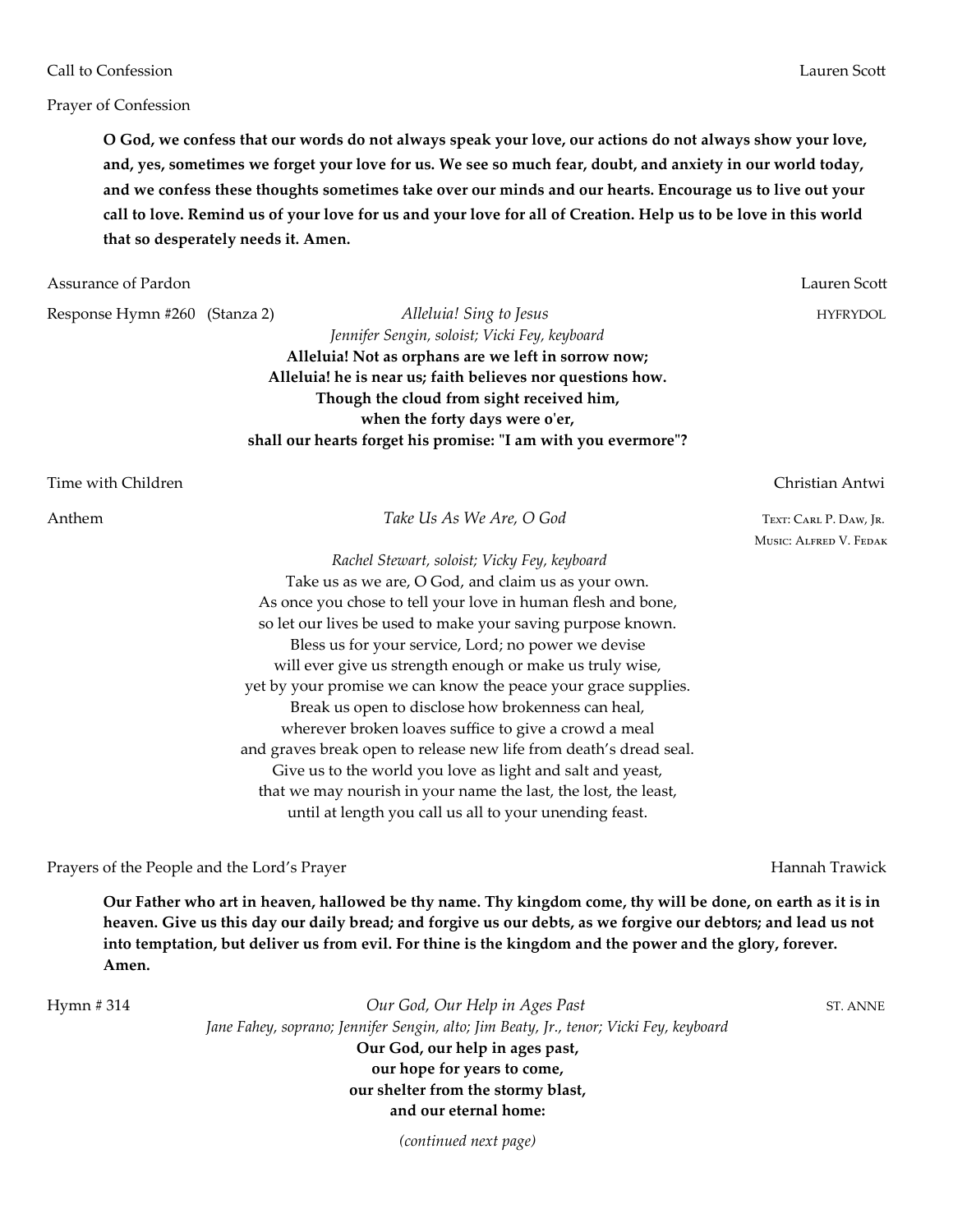Call to Confession Lauren Scott

Prayer of Confession

**O God, we confess that our words do not always speak your love, our actions do not always show your love, and, yes, sometimes we forget your love for us. We see so much fear, doubt, and anxiety in our world today, and we confess these thoughts sometimes take over our minds and our hearts. Encourage us to live out your call to love. Remind us of your love for us and your love for all of Creation. Help us to be love in this world that so desperately needs it. Amen.**

Assurance of Pardon Lauren Scott

Response Hymn #260 (Stanza 2) *Alleluia! Sing to Jesus* HYFRYDOL

*Jennifer Sengin, soloist; Vicki Fey, keyboard*

**Alleluia! Not as orphans are we left in sorrow now;**
**Alleluia! he is near us; faith believes nor questions how.**
**Though the cloud from sight received him,**
**when the forty days were o'er,**
**shall our hearts forget his promise: "I am with you evermore"?**

Time with Children Christian Antwi

Anthem *Take Us As We Are, O God* Text: Carl P. Daw, Jr. Music: Alfred V. Fedak

*Rachel Stewart, soloist; Vicky Fey, keyboard*

Take us as we are, O God, and claim us as your own.
As once you chose to tell your love in human flesh and bone,
so let our lives be used to make your saving purpose known.
Bless us for your service, Lord; no power we devise
will ever give us strength enough or make us truly wise,
yet by your promise we can know the peace your grace supplies.
Break us open to disclose how brokenness can heal,
wherever broken loaves suffice to give a crowd a meal
and graves break open to release new life from death's dread seal.
Give us to the world you love as light and salt and yeast,
that we may nourish in your name the last, the lost, the least,
until at length you call us all to your unending feast.

Prayers of the People and the Lord's Prayer Hannah Trawick

**Our Father who art in heaven, hallowed be thy name. Thy kingdom come, thy will be done, on earth as it is in heaven. Give us this day our daily bread; and forgive us our debts, as we forgive our debtors; and lead us not into temptation, but deliver us from evil. For thine is the kingdom and the power and the glory, forever. Amen.**

Hymn # 314 *Our God, Our Help in Ages Past* ST. ANNE

*Jane Fahey, soprano; Jennifer Sengin, alto; Jim Beaty, Jr., tenor; Vicki Fey, keyboard*

**Our God, our help in ages past,**
**our hope for years to come,**
**our shelter from the stormy blast,**
**and our eternal home:**

*(continued next page)*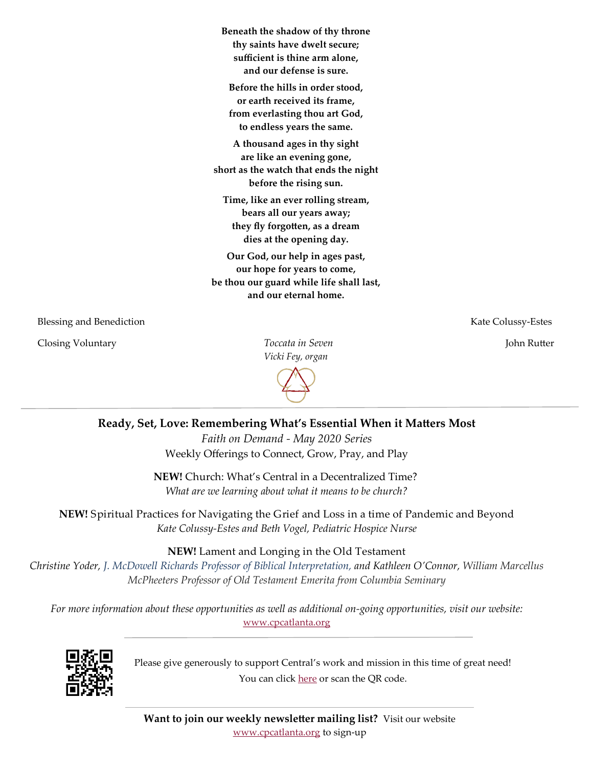**Beneath the shadow of thy throne**
**thy saints have dwelt secure;**
**sufficient is thine arm alone,**
**and our defense is sure.**

**Before the hills in order stood,**
**or earth received its frame,**
**from everlasting thou art God,**
**to endless years the same.**

**A thousand ages in thy sight**
**are like an evening gone,**
**short as the watch that ends the night**
**before the rising sun.**

**Time, like an ever rolling stream,**
**bears all our years away;**
**they fly forgotten, as a dream**
**dies at the opening day.**

**Our God, our help in ages past,**
**our hope for years to come,**
**be thou our guard while life shall last,**
**and our eternal home.**

Blessing and Benediction — Kate Colussy-Estes

Closing Voluntary — *Toccata in Seven* — John Rutter
*Vicki Fey, organ*

---

**Ready, Set, Love: Remembering What's Essential When it Matters Most**

*Faith on Demand - May 2020 Series*

Weekly Offerings to Connect, Grow, Pray, and Play

**NEW!** Church: What's Central in a Decentralized Time?
*What are we learning about what it means to be church?*

**NEW!** Spiritual Practices for Navigating the Grief and Loss in a time of Pandemic and Beyond
*Kate Colussy-Estes and Beth Vogel, Pediatric Hospice Nurse*

**NEW!** Lament and Longing in the Old Testament
*Christine Yoder, J. McDowell Richards Professor of Biblical Interpretation, and Kathleen O'Connor, William Marcellus McPheeters Professor of Old Testament Emerita from Columbia Seminary*

*For more information about these opportunities as well as additional on-going opportunities, visit our website:* www.cpcatlanta.org

---

Please give generously to support Central's work and mission in this time of great need!
You can click here or scan the QR code.

---

**Want to join our weekly newsletter mailing list?** Visit our website www.cpcatlanta.org to sign-up